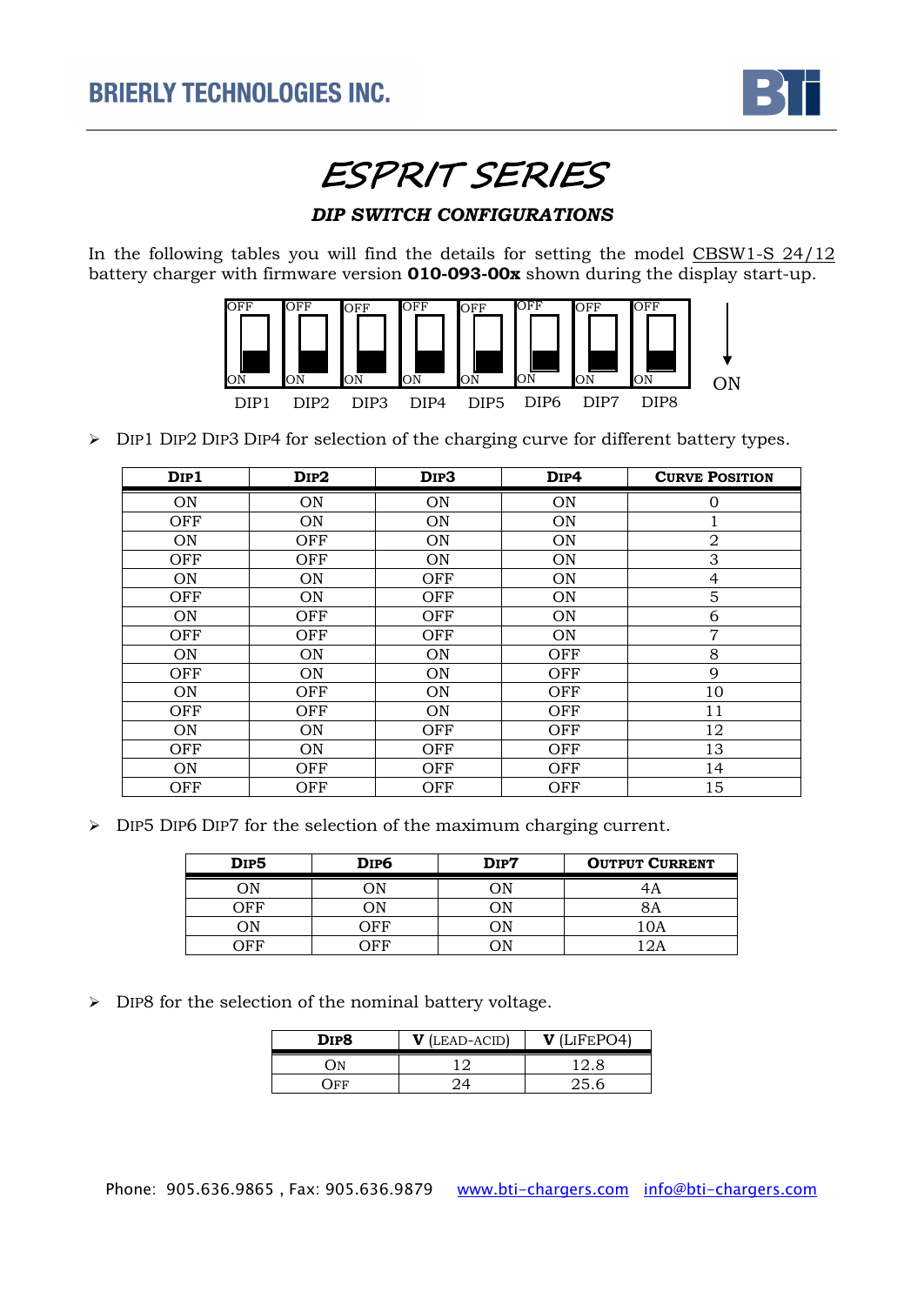BRIERLY TECHNOLOGIES INC.

# ESPRIT SERIES

### *DIP SWITCH CONFIGURATIONS*

In the following tables you will find the details for setting the model CBSW1-S 24/12 battery charger with firmware version **010-093-00x** shown during the display start-up.

| OFF | OFF | OFF | OFF | OFF | OFF | OFF | OFF | |
|---|---|---|---|---|---|---|---|---|
| ON | ON | ON | ON | ON | ON | ON | ON | ↓ ON |
| DIP1 | DIP2 | DIP3 | DIP4 | DIP5 | DIP6 | DIP7 | DIP8 | |

- DIP1 DIP2 DIP3 DIP4 for selection of the charging curve for different battery types.

| DIP1 | DIP2 | DIP3 | DIP4 | CURVE POSITION |
|---|---|---|---|---|
| ON | ON | ON | ON | 0 |
| OFF | ON | ON | ON | 1 |
| ON | OFF | ON | ON | 2 |
| OFF | OFF | ON | ON | 3 |
| ON | ON | OFF | ON | 4 |
| OFF | ON | OFF | ON | 5 |
| ON | OFF | OFF | ON | 6 |
| OFF | OFF | OFF | ON | 7 |
| ON | ON | ON | OFF | 8 |
| OFF | ON | ON | OFF | 9 |
| ON | OFF | ON | OFF | 10 |
| OFF | OFF | ON | OFF | 11 |
| ON | ON | OFF | OFF | 12 |
| OFF | ON | OFF | OFF | 13 |
| ON | OFF | OFF | OFF | 14 |
| OFF | OFF | OFF | OFF | 15 |

- DIP5 DIP6 DIP7 for the selection of the maximum charging current.

| DIP5 | DIP6 | DIP7 | OUTPUT CURRENT |
|---|---|---|---|
| ON | ON | ON | 4A |
| OFF | ON | ON | 8A |
| ON | OFF | ON | 10A |
| OFF | OFF | ON | 12A |

- DIP8 for the selection of the nominal battery voltage.

| DIP8 | **V** (LEAD-ACID) | **V** (LIFEPO4) |
|---|---|---|
| ON | 12 | 12.8 |
| OFF | 24 | 25.6 |

Phone: 905.636.9865 , Fax: 905.636.9879 www.bti-chargers.com info@bti-chargers.com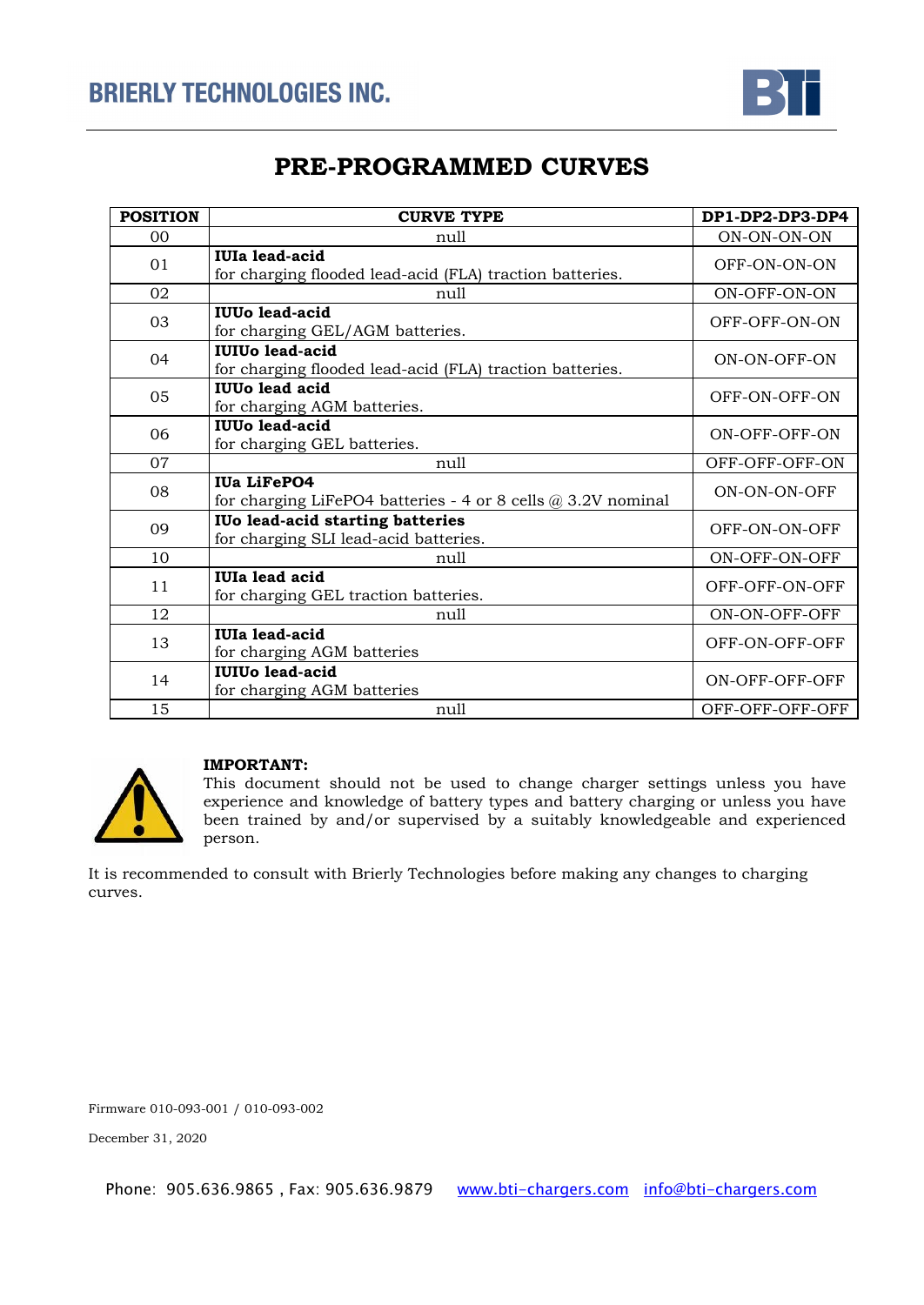# PRE-PROGRAMMED CURVES

| POSITION | CURVE TYPE | DP1-DP2-DP3-DP4 |
|---|---|---|
| 00 | null | ON-ON-ON-ON |
| 01 | **IUIa lead-acid** for charging flooded lead-acid (FLA) traction batteries. | OFF-ON-ON-ON |
| 02 | null | ON-OFF-ON-ON |
| 03 | **IUUo lead-acid** for charging GEL/AGM batteries. | OFF-OFF-ON-ON |
| 04 | **IUIUo lead-acid** for charging flooded lead-acid (FLA) traction batteries. | ON-ON-OFF-ON |
| 05 | **IUUo lead acid** for charging AGM batteries. | OFF-ON-OFF-ON |
| 06 | **IUUo lead-acid** for charging GEL batteries. | ON-OFF-OFF-ON |
| 07 | null | OFF-OFF-OFF-ON |
| 08 | **IUa LiFePO4** for charging LiFePO4 batteries - 4 or 8 cells @ 3.2V nominal | ON-ON-ON-OFF |
| 09 | **IUo lead-acid starting batteries** for charging SLI lead-acid batteries. | OFF-ON-ON-OFF |
| 10 | null | ON-OFF-ON-OFF |
| 11 | **IUIa lead acid** for charging GEL traction batteries. | OFF-OFF-ON-OFF |
| 12 | null | ON-ON-OFF-OFF |
| 13 | **IUIa lead-acid** for charging AGM batteries | OFF-ON-OFF-OFF |
| 14 | **IUIUo lead-acid** for charging AGM batteries | ON-OFF-OFF-OFF |
| 15 | null | OFF-OFF-OFF-OFF |

**IMPORTANT:**
This document should not be used to change charger settings unless you have experience and knowledge of battery types and battery charging or unless you have been trained by and/or supervised by a suitably knowledgeable and experienced person.

It is recommended to consult with Brierly Technologies before making any changes to charging curves.

Firmware 010-093-001 / 010-093-002

December 31, 2020